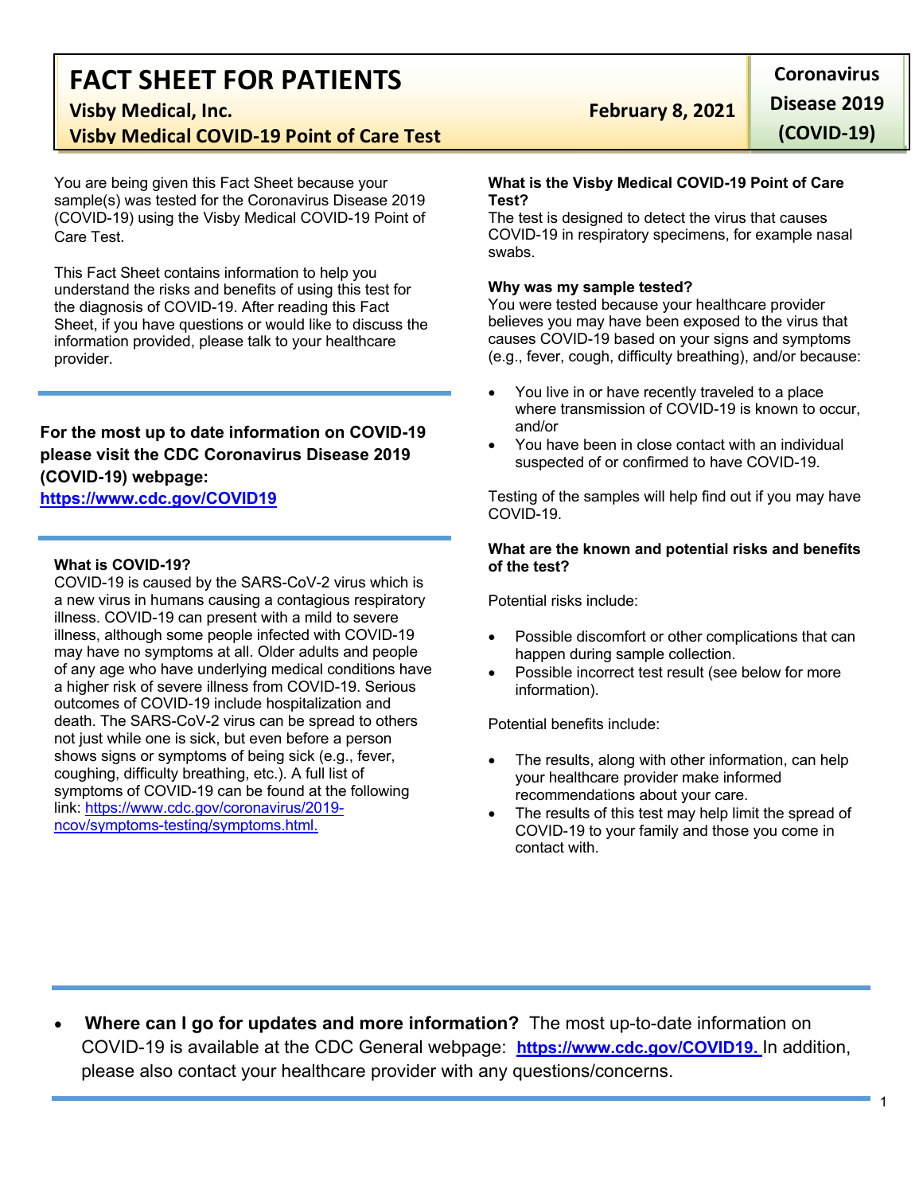# FACT SHEET FOR PATIENTS

**Visby Medical, Inc.** **February 8, 2021**

**Visby Medical COVID-19 Point of Care Test**

**Coronavirus Disease 2019 (COVID-19)**

You are being given this Fact Sheet because your sample(s) was tested for the Coronavirus Disease 2019 (COVID-19) using the Visby Medical COVID-19 Point of Care Test.

This Fact Sheet contains information to help you understand the risks and benefits of using this test for the diagnosis of COVID-19. After reading this Fact Sheet, if you have questions or would like to discuss the information provided, please talk to your healthcare provider.

**For the most up to date information on COVID-19 please visit the CDC Coronavirus Disease 2019 (COVID-19) webpage:**
**https://www.cdc.gov/COVID19**

**What is COVID-19?**
COVID-19 is caused by the SARS-CoV-2 virus which is a new virus in humans causing a contagious respiratory illness. COVID-19 can present with a mild to severe illness, although some people infected with COVID-19 may have no symptoms at all. Older adults and people of any age who have underlying medical conditions have a higher risk of severe illness from COVID-19. Serious outcomes of COVID-19 include hospitalization and death. The SARS-CoV-2 virus can be spread to others not just while one is sick, but even before a person shows signs or symptoms of being sick (e.g., fever, coughing, difficulty breathing, etc.). A full list of symptoms of COVID-19 can be found at the following link: https://www.cdc.gov/coronavirus/2019-ncov/symptoms-testing/symptoms.html.

**What is the Visby Medical COVID-19 Point of Care Test?**
The test is designed to detect the virus that causes COVID-19 in respiratory specimens, for example nasal swabs.

**Why was my sample tested?**
You were tested because your healthcare provider believes you may have been exposed to the virus that causes COVID-19 based on your signs and symptoms (e.g., fever, cough, difficulty breathing), and/or because:

- You live in or have recently traveled to a place where transmission of COVID-19 is known to occur, and/or
- You have been in close contact with an individual suspected of or confirmed to have COVID-19.

Testing of the samples will help find out if you may have COVID-19.

**What are the known and potential risks and benefits of the test?**

Potential risks include:

- Possible discomfort or other complications that can happen during sample collection.
- Possible incorrect test result (see below for more information).

Potential benefits include:

- The results, along with other information, can help your healthcare provider make informed recommendations about your care.
- The results of this test may help limit the spread of COVID-19 to your family and those you come in contact with.

- **Where can I go for updates and more information?** The most up-to-date information on COVID-19 is available at the CDC General webpage: **https://www.cdc.gov/COVID19.** In addition, please also contact your healthcare provider with any questions/concerns.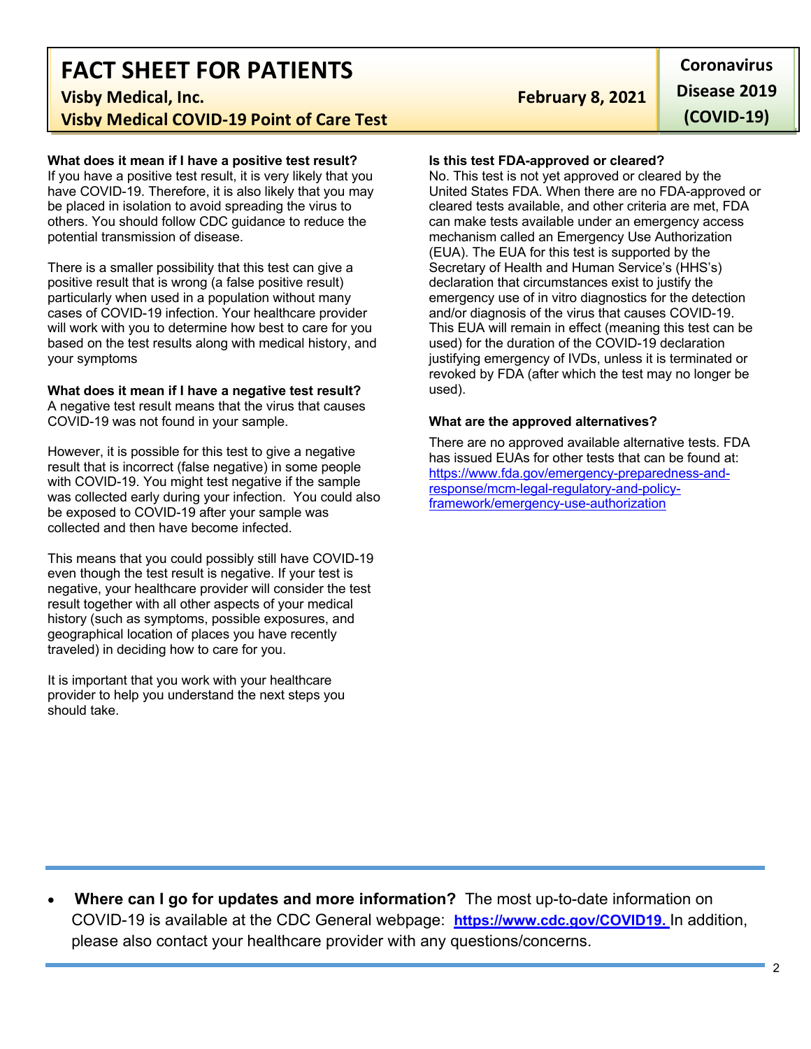# FACT SHEET FOR PATIENTS

**Visby Medical, Inc.**

**Visby Medical COVID-19 Point of Care Test**

**February 8, 2021**

**Coronavirus Disease 2019 (COVID-19)**

**What does it mean if I have a positive test result?**
If you have a positive test result, it is very likely that you have COVID-19. Therefore, it is also likely that you may be placed in isolation to avoid spreading the virus to others. You should follow CDC guidance to reduce the potential transmission of disease.

There is a smaller possibility that this test can give a positive result that is wrong (a false positive result) particularly when used in a population without many cases of COVID-19 infection. Your healthcare provider will work with you to determine how best to care for you based on the test results along with medical history, and your symptoms

**What does it mean if I have a negative test result?**
A negative test result means that the virus that causes COVID-19 was not found in your sample.

However, it is possible for this test to give a negative result that is incorrect (false negative) in some people with COVID-19. You might test negative if the sample was collected early during your infection. You could also be exposed to COVID-19 after your sample was collected and then have become infected.

This means that you could possibly still have COVID-19 even though the test result is negative. If your test is negative, your healthcare provider will consider the test result together with all other aspects of your medical history (such as symptoms, possible exposures, and geographical location of places you have recently traveled) in deciding how to care for you.

It is important that you work with your healthcare provider to help you understand the next steps you should take.

**Is this test FDA-approved or cleared?**
No. This test is not yet approved or cleared by the United States FDA. When there are no FDA-approved or cleared tests available, and other criteria are met, FDA can make tests available under an emergency access mechanism called an Emergency Use Authorization (EUA). The EUA for this test is supported by the Secretary of Health and Human Service's (HHS's) declaration that circumstances exist to justify the emergency use of in vitro diagnostics for the detection and/or diagnosis of the virus that causes COVID-19. This EUA will remain in effect (meaning this test can be used) for the duration of the COVID-19 declaration justifying emergency of IVDs, unless it is terminated or revoked by FDA (after which the test may no longer be used).

**What are the approved alternatives?**

There are no approved available alternative tests. FDA has issued EUAs for other tests that can be found at: https://www.fda.gov/emergency-preparedness-and-response/mcm-legal-regulatory-and-policy-framework/emergency-use-authorization

---

- **Where can I go for updates and more information?** The most up-to-date information on COVID-19 is available at the CDC General webpage: **https://www.cdc.gov/COVID19.** In addition, please also contact your healthcare provider with any questions/concerns.